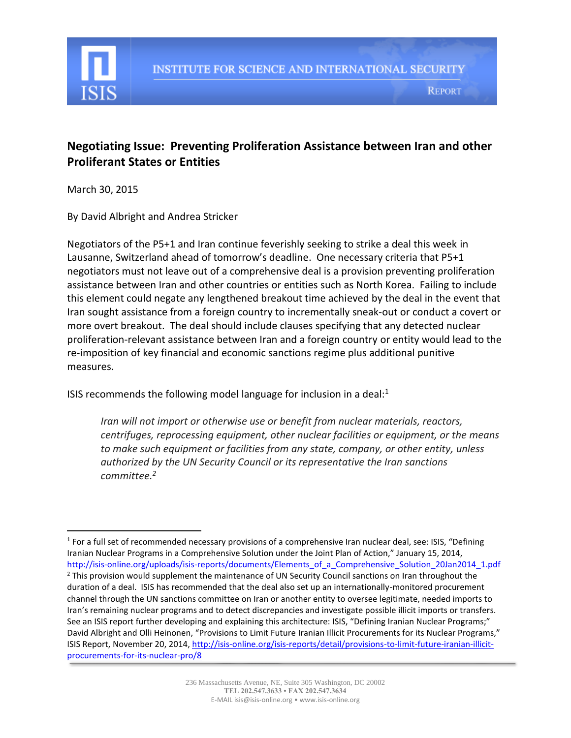INSTITUTE FOR SCIENCE AND INTERNATIONAL SECURITY

REPORT

# Negotiating Issue: Preventing Proliferation Assistance between Iran and other Proliferant States or Entities

March 30, 2015

By David Albright and Andrea Stricker

Negotiators of the P5+1 and Iran continue feverishly seeking to strike a deal this week in Lausanne, Switzerland ahead of tomorrow's deadline. One necessary criteria that P5+1 negotiators must not leave out of a comprehensive deal is a provision preventing proliferation assistance between Iran and other countries or entities such as North Korea. Failing to include this element could negate any lengthened breakout time achieved by the deal in the event that Iran sought assistance from a foreign country to incrementally sneak-out or conduct a covert or more overt breakout. The deal should include clauses specifying that any detected nuclear proliferation-relevant assistance between Iran and a foreign country or entity would lead to the re-imposition of key financial and economic sanctions regime plus additional punitive measures.

ISIS recommends the following model language for inclusion in a deal:[1]

> *Iran will not import or otherwise use or benefit from nuclear materials, reactors, centrifuges, reprocessing equipment, other nuclear facilities or equipment, or the means to make such equipment or facilities from any state, company, or other entity, unless authorized by the UN Security Council or its representative the Iran sanctions committee.*[2]

---

[1] For a full set of recommended necessary provisions of a comprehensive Iran nuclear deal, see: ISIS, "Defining Iranian Nuclear Programs in a Comprehensive Solution under the Joint Plan of Action," January 15, 2014, http://isis-online.org/uploads/isis-reports/documents/Elements_of_a_Comprehensive_Solution_20Jan2014_1.pdf

[2] This provision would supplement the maintenance of UN Security Council sanctions on Iran throughout the duration of a deal. ISIS has recommended that the deal also set up an internationally-monitored procurement channel through the UN sanctions committee on Iran or another entity to oversee legitimate, needed imports to Iran's remaining nuclear programs and to detect discrepancies and investigate possible illicit imports or transfers. See an ISIS report further developing and explaining this architecture: ISIS, "Defining Iranian Nuclear Programs;" David Albright and Olli Heinonen, "Provisions to Limit Future Iranian Illicit Procurements for its Nuclear Programs," ISIS Report, November 20, 2014, http://isis-online.org/isis-reports/detail/provisions-to-limit-future-iranian-illicit-procurements-for-its-nuclear-pro/8

236 Massachusetts Avenue, NE, Suite 305 Washington, DC 20002
TEL 202.547.3633 • FAX 202.547.3634
E-MAIL isis@isis-online.org • www.isis-online.org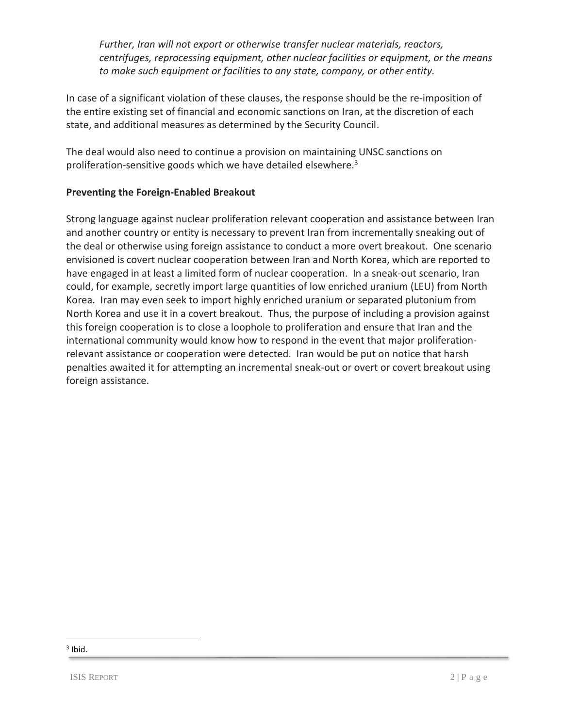*Further, Iran will not export or otherwise transfer nuclear materials, reactors, centrifuges, reprocessing equipment, other nuclear facilities or equipment, or the means to make such equipment or facilities to any state, company, or other entity.*

In case of a significant violation of these clauses, the response should be the re-imposition of the entire existing set of financial and economic sanctions on Iran, at the discretion of each state, and additional measures as determined by the Security Council.

The deal would also need to continue a provision on maintaining UNSC sanctions on proliferation-sensitive goods which we have detailed elsewhere.[3]

**Preventing the Foreign-Enabled Breakout**

Strong language against nuclear proliferation relevant cooperation and assistance between Iran and another country or entity is necessary to prevent Iran from incrementally sneaking out of the deal or otherwise using foreign assistance to conduct a more overt breakout. One scenario envisioned is covert nuclear cooperation between Iran and North Korea, which are reported to have engaged in at least a limited form of nuclear cooperation. In a sneak-out scenario, Iran could, for example, secretly import large quantities of low enriched uranium (LEU) from North Korea. Iran may even seek to import highly enriched uranium or separated plutonium from North Korea and use it in a covert breakout. Thus, the purpose of including a provision against this foreign cooperation is to close a loophole to proliferation and ensure that Iran and the international community would know how to respond in the event that major proliferation-relevant assistance or cooperation were detected. Iran would be put on notice that harsh penalties awaited it for attempting an incremental sneak-out or overt or covert breakout using foreign assistance.

[3] Ibid.